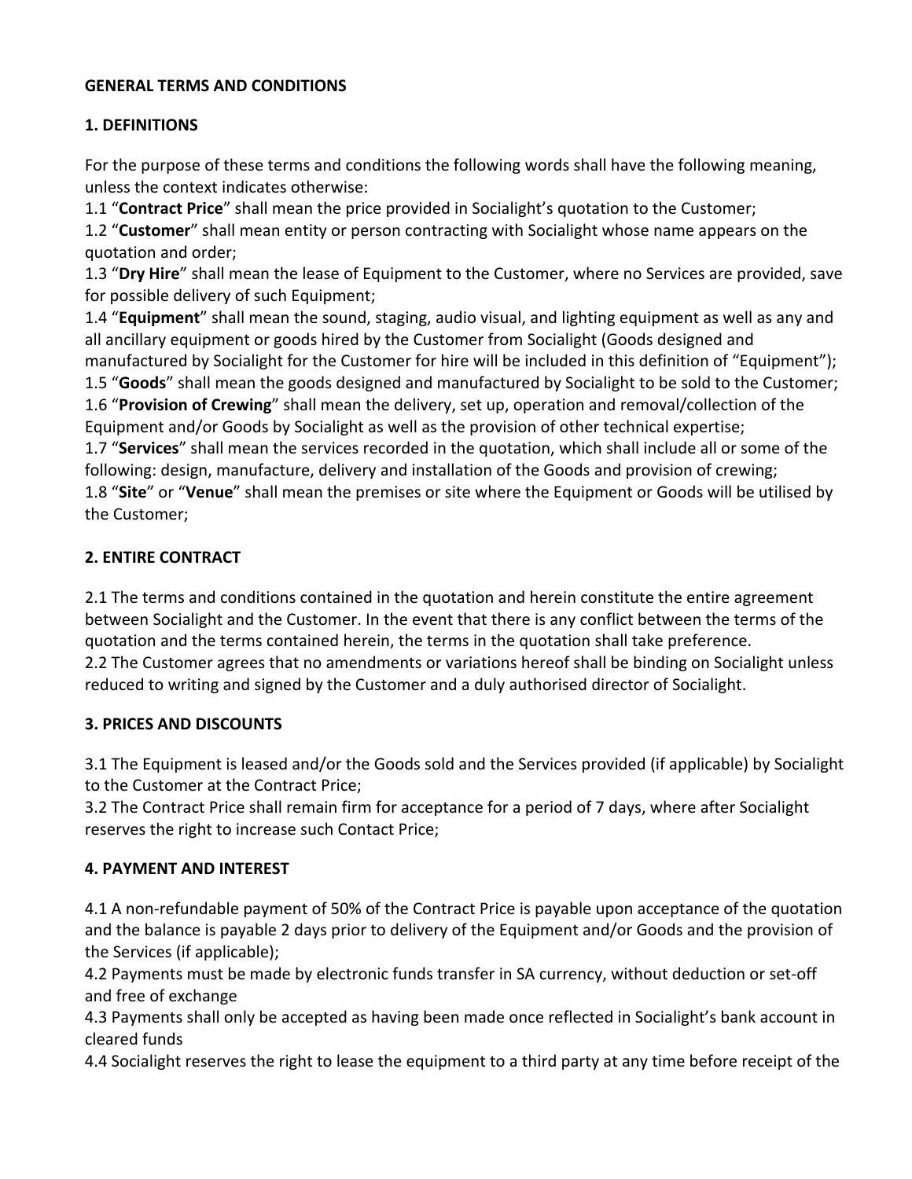**GENERAL TERMS AND CONDITIONS**

**1. DEFINITIONS**

For the purpose of these terms and conditions the following words shall have the following meaning, unless the context indicates otherwise:

1.1 "**Contract Price**" shall mean the price provided in Socialight's quotation to the Customer;

1.2 "**Customer**" shall mean entity or person contracting with Socialight whose name appears on the quotation and order;

1.3 "**Dry Hire**" shall mean the lease of Equipment to the Customer, where no Services are provided, save for possible delivery of such Equipment;

1.4 "**Equipment**" shall mean the sound, staging, audio visual, and lighting equipment as well as any and all ancillary equipment or goods hired by the Customer from Socialight (Goods designed and manufactured by Socialight for the Customer for hire will be included in this definition of "Equipment");

1.5 "**Goods**" shall mean the goods designed and manufactured by Socialight to be sold to the Customer;

1.6 "**Provision of Crewing**" shall mean the delivery, set up, operation and removal/collection of the Equipment and/or Goods by Socialight as well as the provision of other technical expertise;

1.7 "**Services**" shall mean the services recorded in the quotation, which shall include all or some of the following: design, manufacture, delivery and installation of the Goods and provision of crewing;

1.8 "**Site**" or "**Venue**" shall mean the premises or site where the Equipment or Goods will be utilised by the Customer;

**2. ENTIRE CONTRACT**

2.1 The terms and conditions contained in the quotation and herein constitute the entire agreement between Socialight and the Customer. In the event that there is any conflict between the terms of the quotation and the terms contained herein, the terms in the quotation shall take preference.

2.2 The Customer agrees that no amendments or variations hereof shall be binding on Socialight unless reduced to writing and signed by the Customer and a duly authorised director of Socialight.

**3. PRICES AND DISCOUNTS**

3.1 The Equipment is leased and/or the Goods sold and the Services provided (if applicable) by Socialight to the Customer at the Contract Price;

3.2 The Contract Price shall remain firm for acceptance for a period of 7 days, where after Socialight reserves the right to increase such Contact Price;

**4. PAYMENT AND INTEREST**

4.1 A non-refundable payment of 50% of the Contract Price is payable upon acceptance of the quotation and the balance is payable 2 days prior to delivery of the Equipment and/or Goods and the provision of the Services (if applicable);

4.2 Payments must be made by electronic funds transfer in SA currency, without deduction or set-off and free of exchange

4.3 Payments shall only be accepted as having been made once reflected in Socialight's bank account in cleared funds

4.4 Socialight reserves the right to lease the equipment to a third party at any time before receipt of the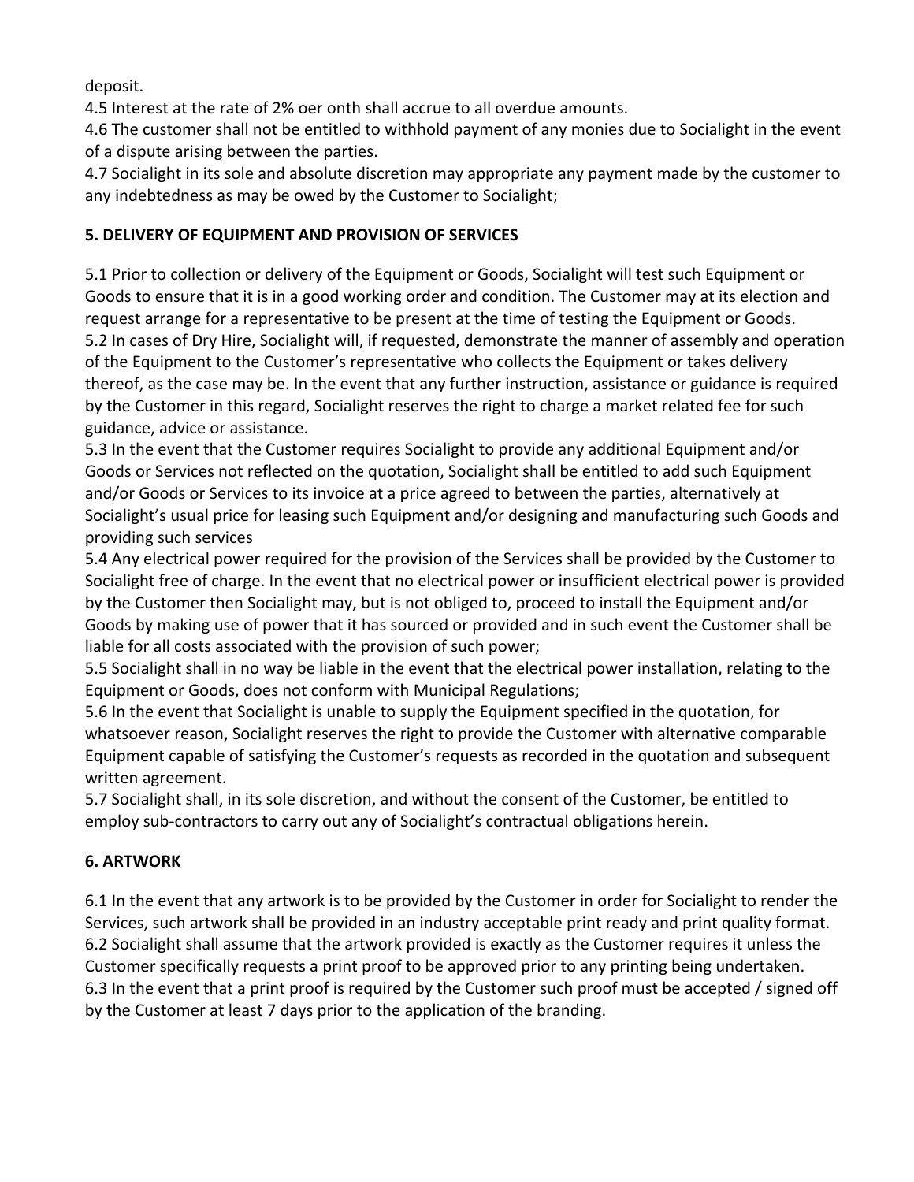deposit.

4.5 Interest at the rate of 2% oer onth shall accrue to all overdue amounts.

4.6 The customer shall not be entitled to withhold payment of any monies due to Socialight in the event of a dispute arising between the parties.

4.7 Socialight in its sole and absolute discretion may appropriate any payment made by the customer to any indebtedness as may be owed by the Customer to Socialight;

**5. DELIVERY OF EQUIPMENT AND PROVISION OF SERVICES**

5.1 Prior to collection or delivery of the Equipment or Goods, Socialight will test such Equipment or Goods to ensure that it is in a good working order and condition. The Customer may at its election and request arrange for a representative to be present at the time of testing the Equipment or Goods.

5.2 In cases of Dry Hire, Socialight will, if requested, demonstrate the manner of assembly and operation of the Equipment to the Customer's representative who collects the Equipment or takes delivery thereof, as the case may be. In the event that any further instruction, assistance or guidance is required by the Customer in this regard, Socialight reserves the right to charge a market related fee for such guidance, advice or assistance.

5.3 In the event that the Customer requires Socialight to provide any additional Equipment and/or Goods or Services not reflected on the quotation, Socialight shall be entitled to add such Equipment and/or Goods or Services to its invoice at a price agreed to between the parties, alternatively at Socialight's usual price for leasing such Equipment and/or designing and manufacturing such Goods and providing such services

5.4 Any electrical power required for the provision of the Services shall be provided by the Customer to Socialight free of charge. In the event that no electrical power or insufficient electrical power is provided by the Customer then Socialight may, but is not obliged to, proceed to install the Equipment and/or Goods by making use of power that it has sourced or provided and in such event the Customer shall be liable for all costs associated with the provision of such power;

5.5 Socialight shall in no way be liable in the event that the electrical power installation, relating to the Equipment or Goods, does not conform with Municipal Regulations;

5.6 In the event that Socialight is unable to supply the Equipment specified in the quotation, for whatsoever reason, Socialight reserves the right to provide the Customer with alternative comparable Equipment capable of satisfying the Customer's requests as recorded in the quotation and subsequent written agreement.

5.7 Socialight shall, in its sole discretion, and without the consent of the Customer, be entitled to employ sub-contractors to carry out any of Socialight's contractual obligations herein.

**6. ARTWORK**

6.1 In the event that any artwork is to be provided by the Customer in order for Socialight to render the Services, such artwork shall be provided in an industry acceptable print ready and print quality format.

6.2 Socialight shall assume that the artwork provided is exactly as the Customer requires it unless the Customer specifically requests a print proof to be approved prior to any printing being undertaken.

6.3 In the event that a print proof is required by the Customer such proof must be accepted / signed off by the Customer at least 7 days prior to the application of the branding.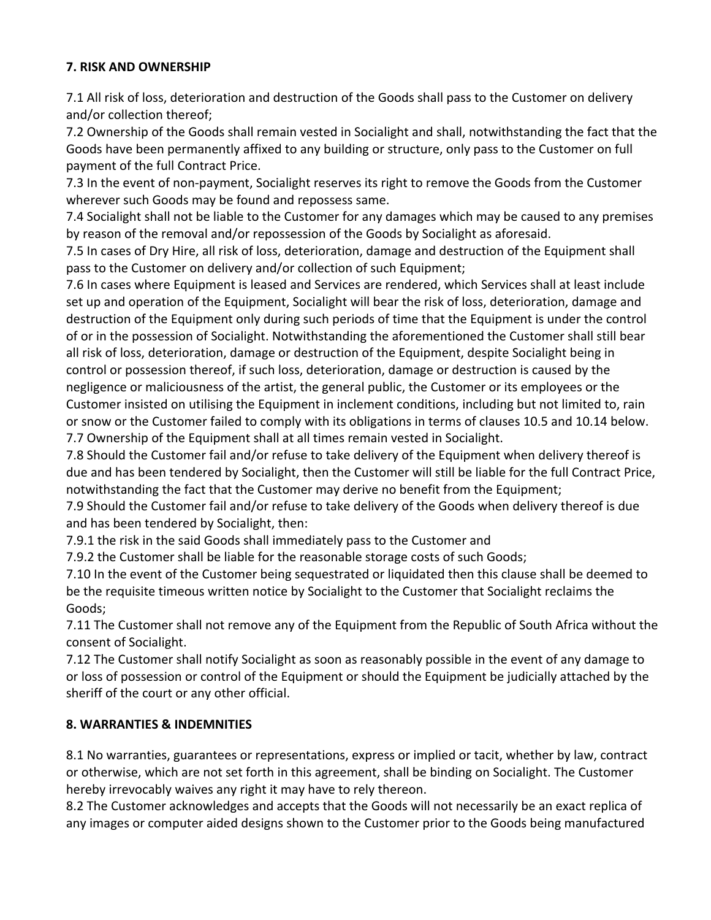**7. RISK AND OWNERSHIP**

7.1 All risk of loss, deterioration and destruction of the Goods shall pass to the Customer on delivery and/or collection thereof;
7.2 Ownership of the Goods shall remain vested in Socialight and shall, notwithstanding the fact that the Goods have been permanently affixed to any building or structure, only pass to the Customer on full payment of the full Contract Price.
7.3 In the event of non-payment, Socialight reserves its right to remove the Goods from the Customer wherever such Goods may be found and repossess same.
7.4 Socialight shall not be liable to the Customer for any damages which may be caused to any premises by reason of the removal and/or repossession of the Goods by Socialight as aforesaid.
7.5 In cases of Dry Hire, all risk of loss, deterioration, damage and destruction of the Equipment shall pass to the Customer on delivery and/or collection of such Equipment;
7.6 In cases where Equipment is leased and Services are rendered, which Services shall at least include set up and operation of the Equipment, Socialight will bear the risk of loss, deterioration, damage and destruction of the Equipment only during such periods of time that the Equipment is under the control of or in the possession of Socialight. Notwithstanding the aforementioned the Customer shall still bear all risk of loss, deterioration, damage or destruction of the Equipment, despite Socialight being in control or possession thereof, if such loss, deterioration, damage or destruction is caused by the negligence or maliciousness of the artist, the general public, the Customer or its employees or the Customer insisted on utilising the Equipment in inclement conditions, including but not limited to, rain or snow or the Customer failed to comply with its obligations in terms of clauses 10.5 and 10.14 below.
7.7 Ownership of the Equipment shall at all times remain vested in Socialight.
7.8 Should the Customer fail and/or refuse to take delivery of the Equipment when delivery thereof is due and has been tendered by Socialight, then the Customer will still be liable for the full Contract Price, notwithstanding the fact that the Customer may derive no benefit from the Equipment;
7.9 Should the Customer fail and/or refuse to take delivery of the Goods when delivery thereof is due and has been tendered by Socialight, then:
7.9.1 the risk in the said Goods shall immediately pass to the Customer and
7.9.2 the Customer shall be liable for the reasonable storage costs of such Goods;
7.10 In the event of the Customer being sequestrated or liquidated then this clause shall be deemed to be the requisite timeous written notice by Socialight to the Customer that Socialight reclaims the Goods;
7.11 The Customer shall not remove any of the Equipment from the Republic of South Africa without the consent of Socialight.
7.12 The Customer shall notify Socialight as soon as reasonably possible in the event of any damage to or loss of possession or control of the Equipment or should the Equipment be judicially attached by the sheriff of the court or any other official.

**8. WARRANTIES & INDEMNITIES**

8.1 No warranties, guarantees or representations, express or implied or tacit, whether by law, contract or otherwise, which are not set forth in this agreement, shall be binding on Socialight. The Customer hereby irrevocably waives any right it may have to rely thereon.
8.2 The Customer acknowledges and accepts that the Goods will not necessarily be an exact replica of any images or computer aided designs shown to the Customer prior to the Goods being manufactured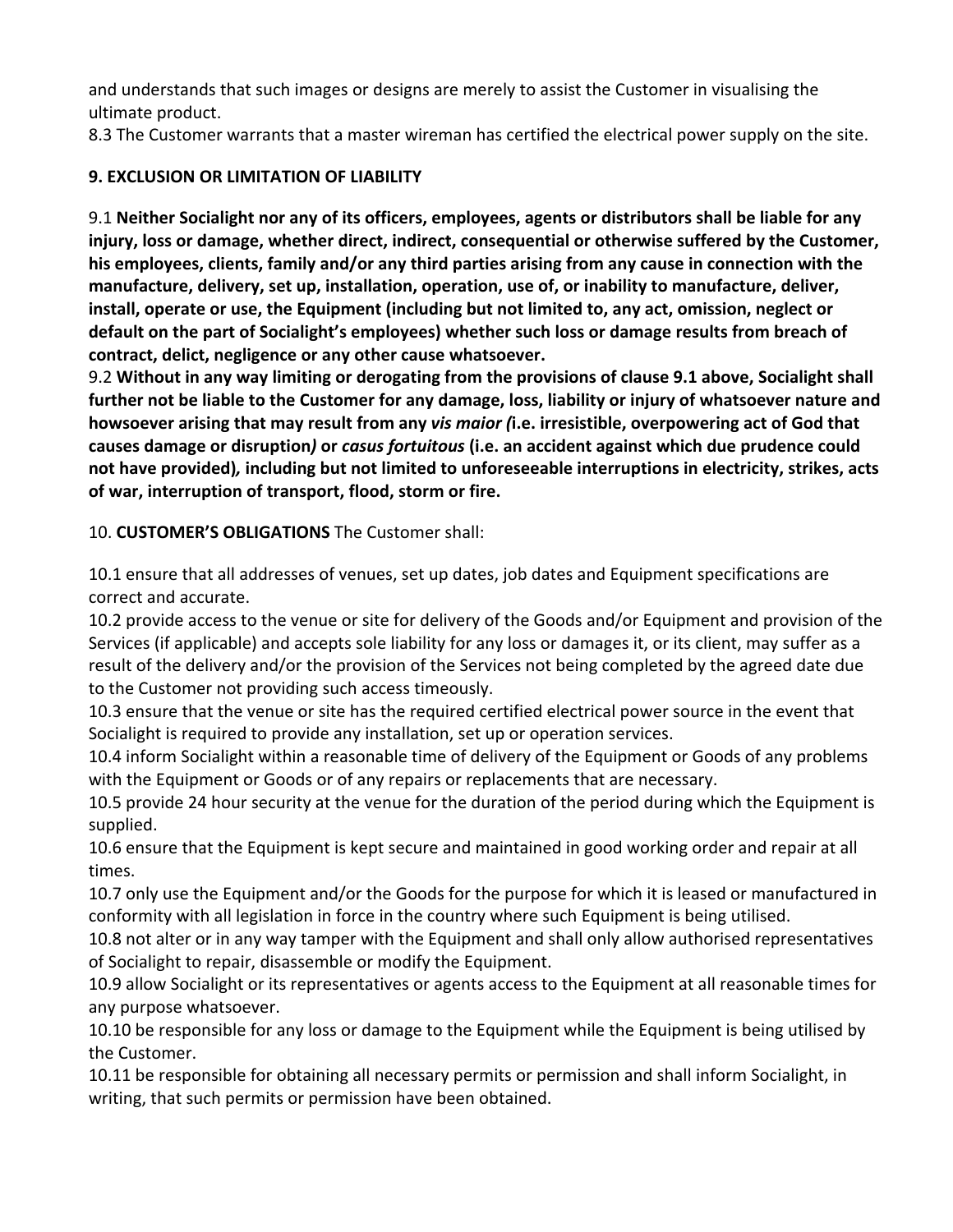and understands that such images or designs are merely to assist the Customer in visualising the ultimate product.

8.3 The Customer warrants that a master wireman has certified the electrical power supply on the site.

**9. EXCLUSION OR LIMITATION OF LIABILITY**

9.1 **Neither Socialight nor any of its officers, employees, agents or distributors shall be liable for any injury, loss or damage, whether direct, indirect, consequential or otherwise suffered by the Customer, his employees, clients, family and/or any third parties arising from any cause in connection with the manufacture, delivery, set up, installation, operation, use of, or inability to manufacture, deliver, install, operate or use, the Equipment (including but not limited to, any act, omission, neglect or default on the part of Socialight's employees) whether such loss or damage results from breach of contract, delict, negligence or any other cause whatsoever.**

9.2 **Without in any way limiting or derogating from the provisions of clause 9.1 above, Socialight shall further not be liable to the Customer for any damage, loss, liability or injury of whatsoever nature and howsoever arising that may result from any *vis maior (*i.e. irresistible, overpowering act of God that causes damage or disruption*)* or *casus fortuitous* (i.e. an accident against which due prudence could not have provided)*,* including but not limited to unforeseeable interruptions in electricity, strikes, acts of war, interruption of transport, flood, storm or fire.**

10. **CUSTOMER'S OBLIGATIONS** The Customer shall:

10.1 ensure that all addresses of venues, set up dates, job dates and Equipment specifications are correct and accurate.

10.2 provide access to the venue or site for delivery of the Goods and/or Equipment and provision of the Services (if applicable) and accepts sole liability for any loss or damages it, or its client, may suffer as a result of the delivery and/or the provision of the Services not being completed by the agreed date due to the Customer not providing such access timeously.

10.3 ensure that the venue or site has the required certified electrical power source in the event that Socialight is required to provide any installation, set up or operation services.

10.4 inform Socialight within a reasonable time of delivery of the Equipment or Goods of any problems with the Equipment or Goods or of any repairs or replacements that are necessary.

10.5 provide 24 hour security at the venue for the duration of the period during which the Equipment is supplied.

10.6 ensure that the Equipment is kept secure and maintained in good working order and repair at all times.

10.7 only use the Equipment and/or the Goods for the purpose for which it is leased or manufactured in conformity with all legislation in force in the country where such Equipment is being utilised.

10.8 not alter or in any way tamper with the Equipment and shall only allow authorised representatives of Socialight to repair, disassemble or modify the Equipment.

10.9 allow Socialight or its representatives or agents access to the Equipment at all reasonable times for any purpose whatsoever.

10.10 be responsible for any loss or damage to the Equipment while the Equipment is being utilised by the Customer.

10.11 be responsible for obtaining all necessary permits or permission and shall inform Socialight, in writing, that such permits or permission have been obtained.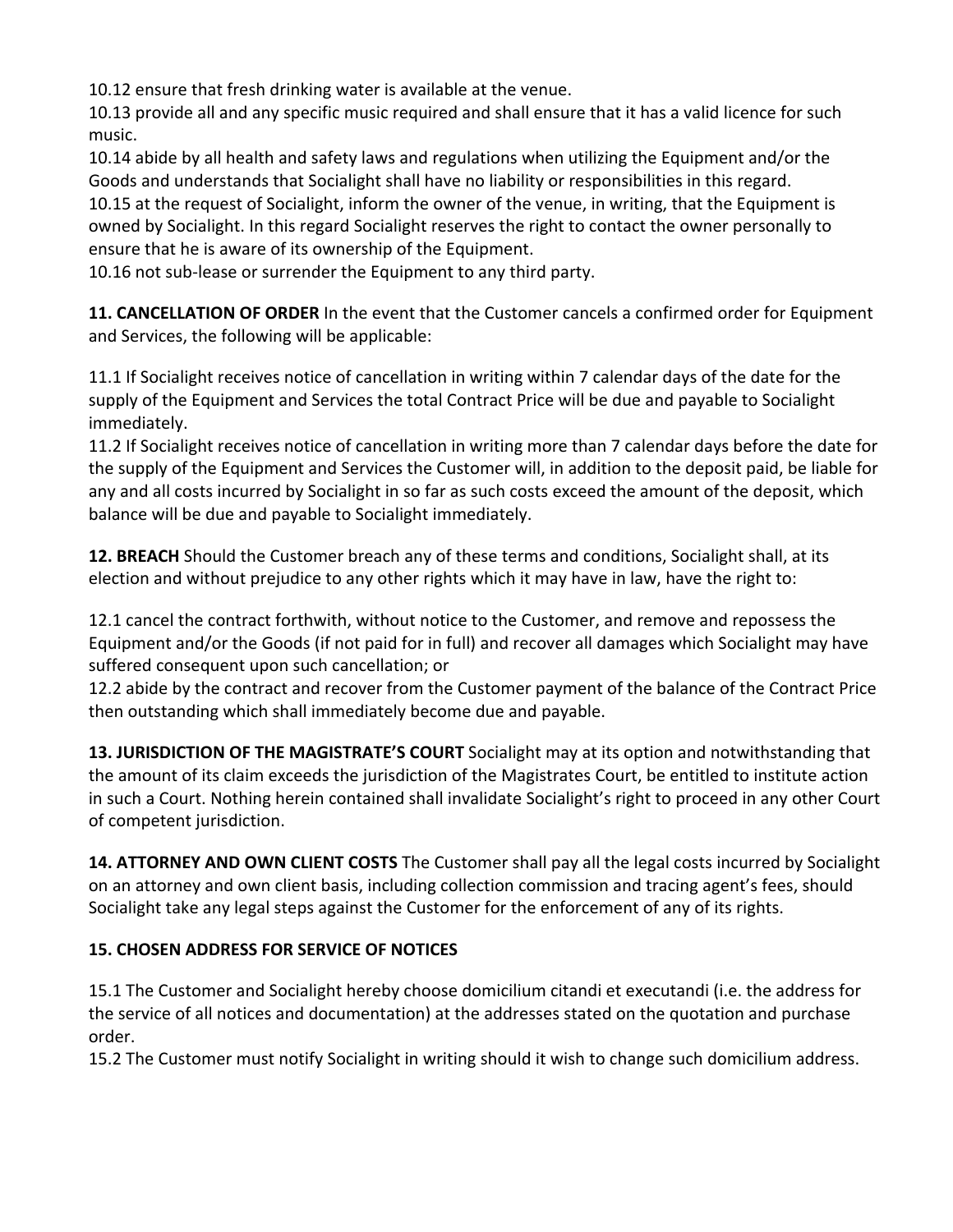10.12 ensure that fresh drinking water is available at the venue.

10.13 provide all and any specific music required and shall ensure that it has a valid licence for such music.

10.14 abide by all health and safety laws and regulations when utilizing the Equipment and/or the Goods and understands that Socialight shall have no liability or responsibilities in this regard.

10.15 at the request of Socialight, inform the owner of the venue, in writing, that the Equipment is owned by Socialight. In this regard Socialight reserves the right to contact the owner personally to ensure that he is aware of its ownership of the Equipment.

10.16 not sub-lease or surrender the Equipment to any third party.

**11. CANCELLATION OF ORDER** In the event that the Customer cancels a confirmed order for Equipment and Services, the following will be applicable:

11.1 If Socialight receives notice of cancellation in writing within 7 calendar days of the date for the supply of the Equipment and Services the total Contract Price will be due and payable to Socialight immediately.

11.2 If Socialight receives notice of cancellation in writing more than 7 calendar days before the date for the supply of the Equipment and Services the Customer will, in addition to the deposit paid, be liable for any and all costs incurred by Socialight in so far as such costs exceed the amount of the deposit, which balance will be due and payable to Socialight immediately.

**12. BREACH** Should the Customer breach any of these terms and conditions, Socialight shall, at its election and without prejudice to any other rights which it may have in law, have the right to:

12.1 cancel the contract forthwith, without notice to the Customer, and remove and repossess the Equipment and/or the Goods (if not paid for in full) and recover all damages which Socialight may have suffered consequent upon such cancellation; or

12.2 abide by the contract and recover from the Customer payment of the balance of the Contract Price then outstanding which shall immediately become due and payable.

**13. JURISDICTION OF THE MAGISTRATE'S COURT** Socialight may at its option and notwithstanding that the amount of its claim exceeds the jurisdiction of the Magistrates Court, be entitled to institute action in such a Court. Nothing herein contained shall invalidate Socialight's right to proceed in any other Court of competent jurisdiction.

**14. ATTORNEY AND OWN CLIENT COSTS** The Customer shall pay all the legal costs incurred by Socialight on an attorney and own client basis, including collection commission and tracing agent's fees, should Socialight take any legal steps against the Customer for the enforcement of any of its rights.

**15. CHOSEN ADDRESS FOR SERVICE OF NOTICES**

15.1 The Customer and Socialight hereby choose domicilium citandi et executandi (i.e. the address for the service of all notices and documentation) at the addresses stated on the quotation and purchase order.

15.2 The Customer must notify Socialight in writing should it wish to change such domicilium address.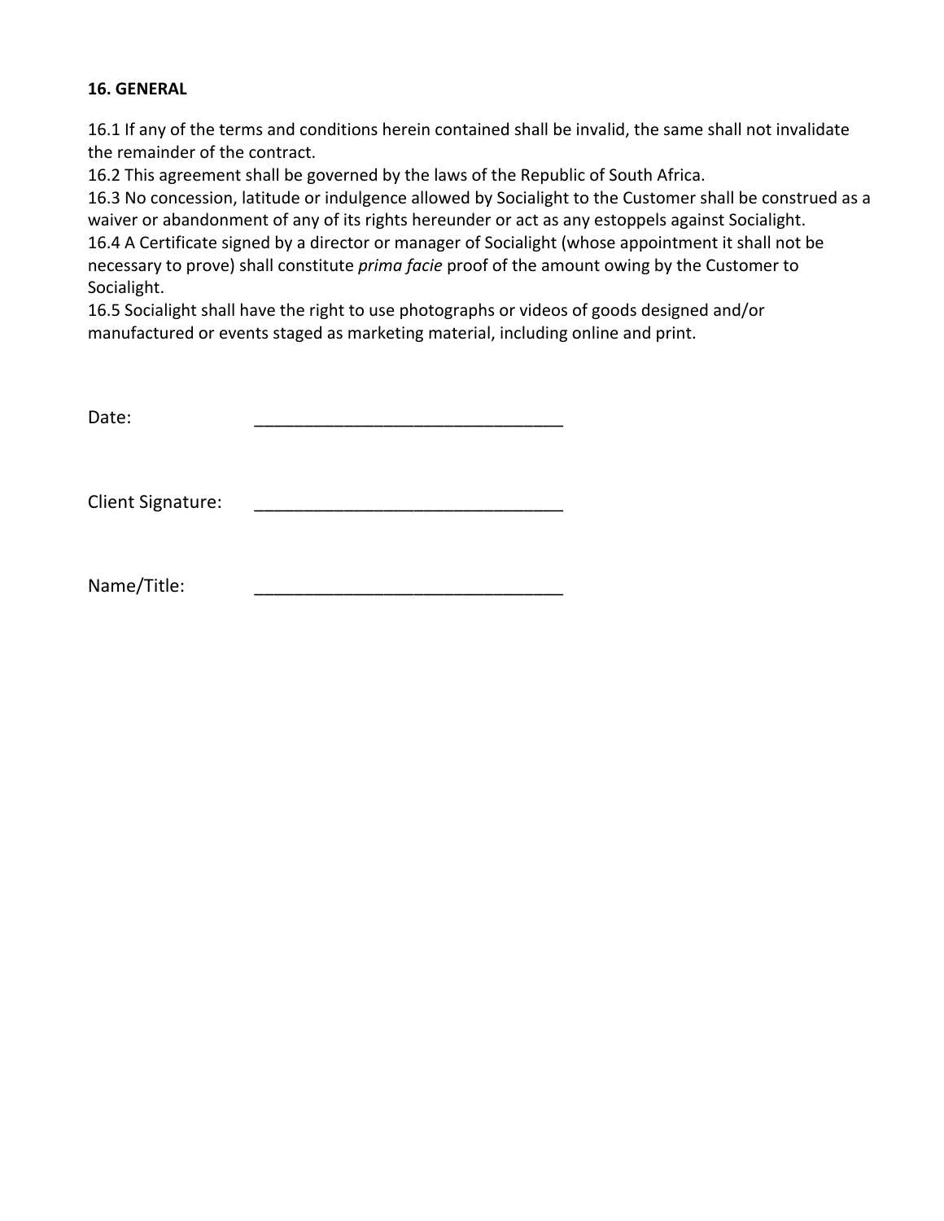**16. GENERAL**

16.1 If any of the terms and conditions herein contained shall be invalid, the same shall not invalidate the remainder of the contract.
16.2 This agreement shall be governed by the laws of the Republic of South Africa.
16.3 No concession, latitude or indulgence allowed by Socialight to the Customer shall be construed as a waiver or abandonment of any of its rights hereunder or act as any estoppels against Socialight.
16.4 A Certificate signed by a director or manager of Socialight (whose appointment it shall not be necessary to prove) shall constitute *prima facie* proof of the amount owing by the Customer to Socialight.
16.5 Socialight shall have the right to use photographs or videos of goods designed and/or manufactured or events staged as marketing material, including online and print.

Date: _______________________________

Client Signature: _______________________________

Name/Title: _______________________________